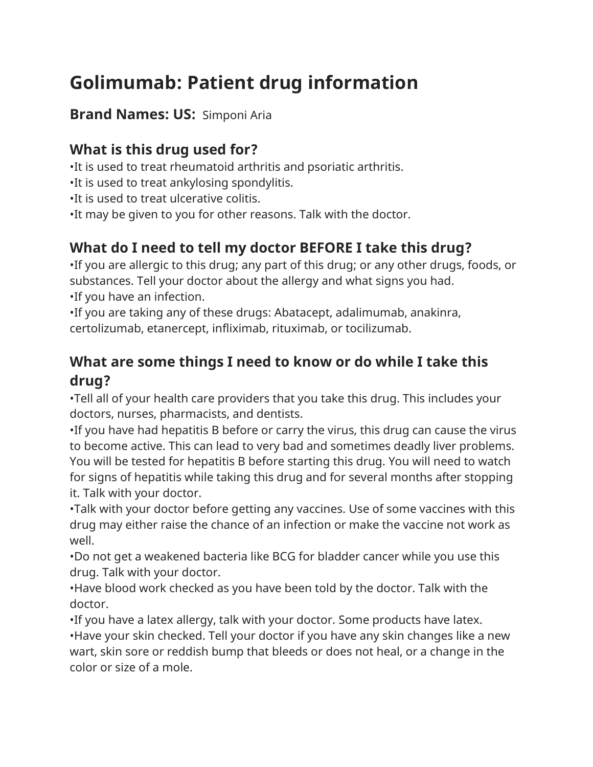# Golimumab: Patient drug information

**Brand Names: US:** Simponi Aria

## What is this drug used for?

- It is used to treat rheumatoid arthritis and psoriatic arthritis.
- It is used to treat ankylosing spondylitis.
- It is used to treat ulcerative colitis.
- It may be given to you for other reasons. Talk with the doctor.

## What do I need to tell my doctor BEFORE I take this drug?

- If you are allergic to this drug; any part of this drug; or any other drugs, foods, or substances. Tell your doctor about the allergy and what signs you had.
- If you have an infection.
- If you are taking any of these drugs: Abatacept, adalimumab, anakinra, certolizumab, etanercept, infliximab, rituximab, or tocilizumab.

## What are some things I need to know or do while I take this drug?

- Tell all of your health care providers that you take this drug. This includes your doctors, nurses, pharmacists, and dentists.
- If you have had hepatitis B before or carry the virus, this drug can cause the virus to become active. This can lead to very bad and sometimes deadly liver problems. You will be tested for hepatitis B before starting this drug. You will need to watch for signs of hepatitis while taking this drug and for several months after stopping it. Talk with your doctor.
- Talk with your doctor before getting any vaccines. Use of some vaccines with this drug may either raise the chance of an infection or make the vaccine not work as well.
- Do not get a weakened bacteria like BCG for bladder cancer while you use this drug. Talk with your doctor.
- Have blood work checked as you have been told by the doctor. Talk with the doctor.
- If you have a latex allergy, talk with your doctor. Some products have latex.
- Have your skin checked. Tell your doctor if you have any skin changes like a new wart, skin sore or reddish bump that bleeds or does not heal, or a change in the color or size of a mole.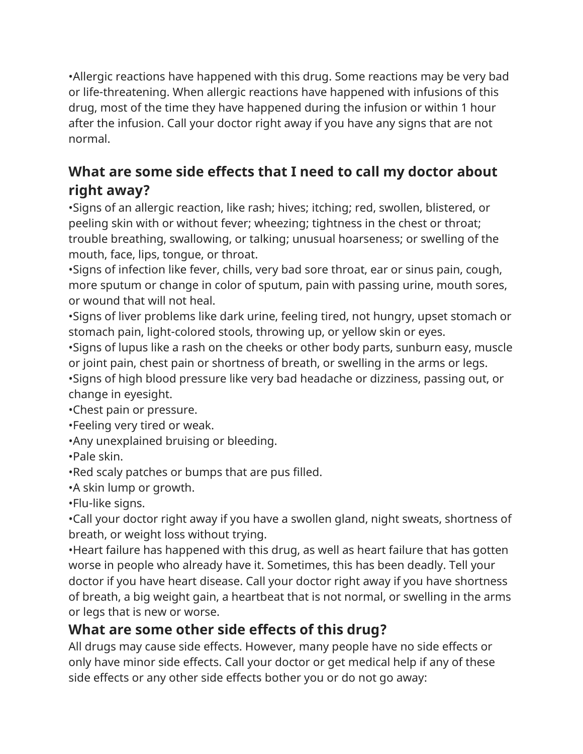•Allergic reactions have happened with this drug. Some reactions may be very bad or life-threatening. When allergic reactions have happened with infusions of this drug, most of the time they have happened during the infusion or within 1 hour after the infusion. Call your doctor right away if you have any signs that are not normal.

## What are some side effects that I need to call my doctor about right away?

•Signs of an allergic reaction, like rash; hives; itching; red, swollen, blistered, or peeling skin with or without fever; wheezing; tightness in the chest or throat; trouble breathing, swallowing, or talking; unusual hoarseness; or swelling of the mouth, face, lips, tongue, or throat.
•Signs of infection like fever, chills, very bad sore throat, ear or sinus pain, cough, more sputum or change in color of sputum, pain with passing urine, mouth sores, or wound that will not heal.
•Signs of liver problems like dark urine, feeling tired, not hungry, upset stomach or stomach pain, light-colored stools, throwing up, or yellow skin or eyes.
•Signs of lupus like a rash on the cheeks or other body parts, sunburn easy, muscle or joint pain, chest pain or shortness of breath, or swelling in the arms or legs.
•Signs of high blood pressure like very bad headache or dizziness, passing out, or change in eyesight.
•Chest pain or pressure.
•Feeling very tired or weak.
•Any unexplained bruising or bleeding.
•Pale skin.
•Red scaly patches or bumps that are pus filled.
•A skin lump or growth.
•Flu-like signs.
•Call your doctor right away if you have a swollen gland, night sweats, shortness of breath, or weight loss without trying.
•Heart failure has happened with this drug, as well as heart failure that has gotten worse in people who already have it. Sometimes, this has been deadly. Tell your doctor if you have heart disease. Call your doctor right away if you have shortness of breath, a big weight gain, a heartbeat that is not normal, or swelling in the arms or legs that is new or worse.

## What are some other side effects of this drug?

All drugs may cause side effects. However, many people have no side effects or only have minor side effects. Call your doctor or get medical help if any of these side effects or any other side effects bother you or do not go away: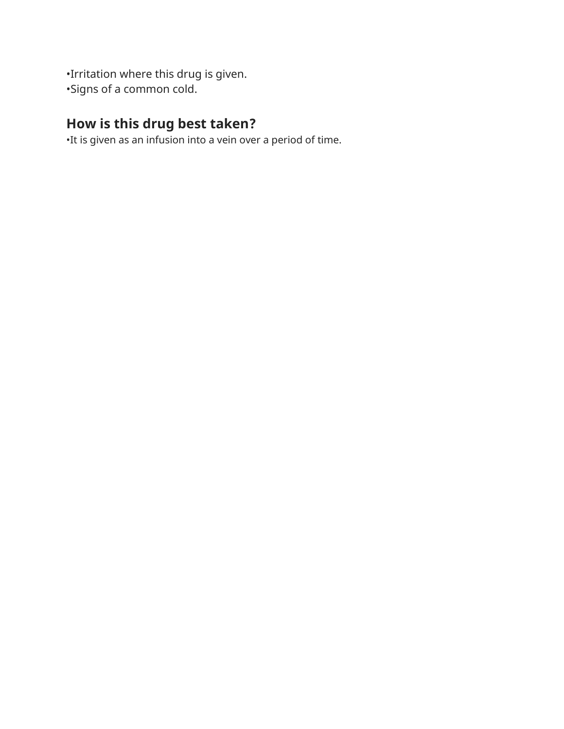- Irritation where this drug is given.
- Signs of a common cold.

## How is this drug best taken?

- It is given as an infusion into a vein over a period of time.